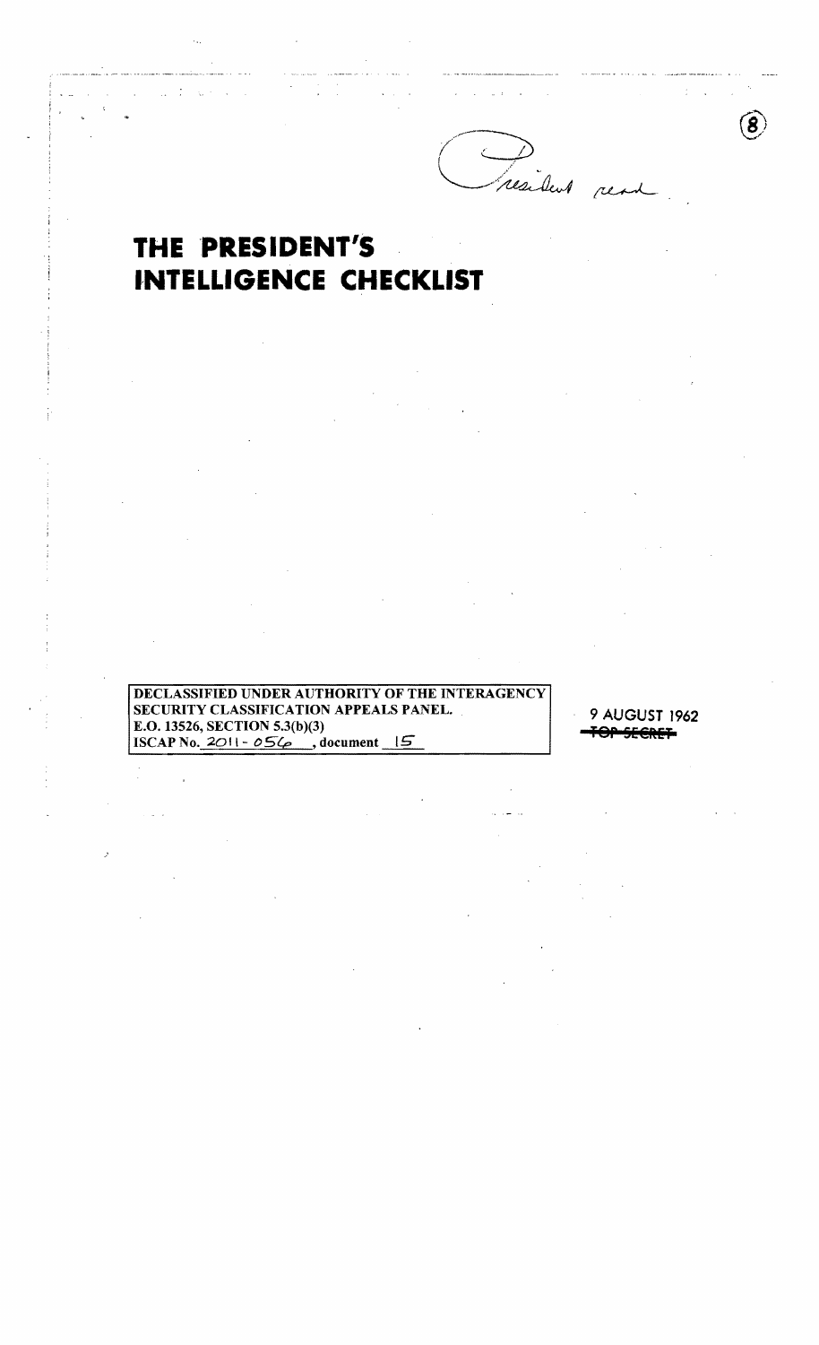President read

(8)

# THE PRESIDENT'S INTELLIGENCE CHECKLIST

DECLASSIFIED UNDER AUTHORITY OF THE INTERAGENCY SECURITY CLASSIFICATION APPEALS PANEL.
E.O. 13526, SECTION 5.3(b)(3)
ISCAP No. 2011 - 056, document 15

9 AUGUST 1962

~~TOP SECRET~~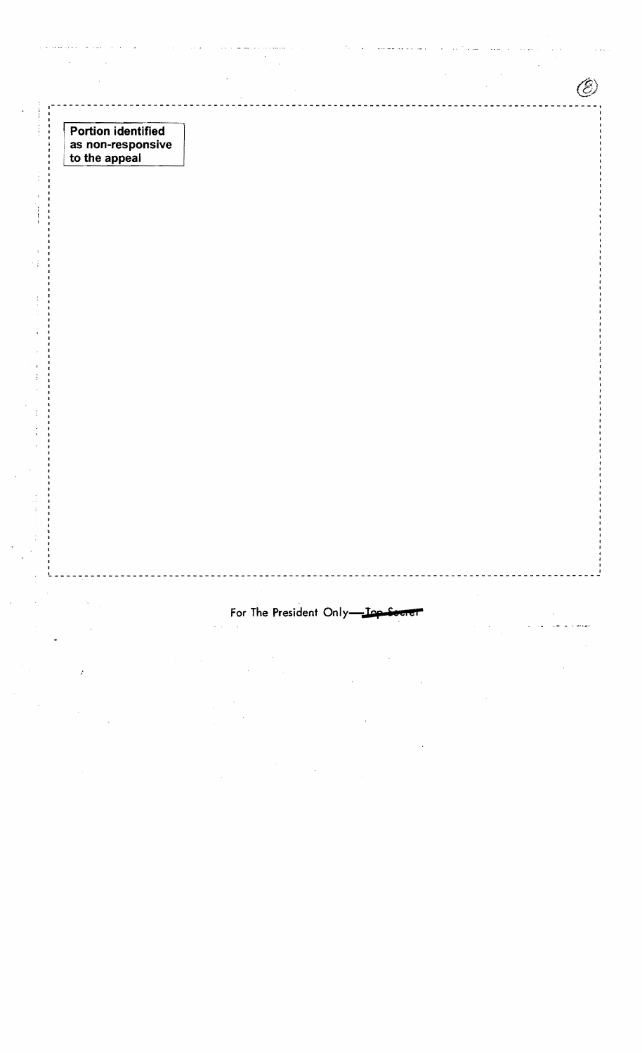Portion identified as non-responsive to the appeal

For The President Only—~~Top Secret~~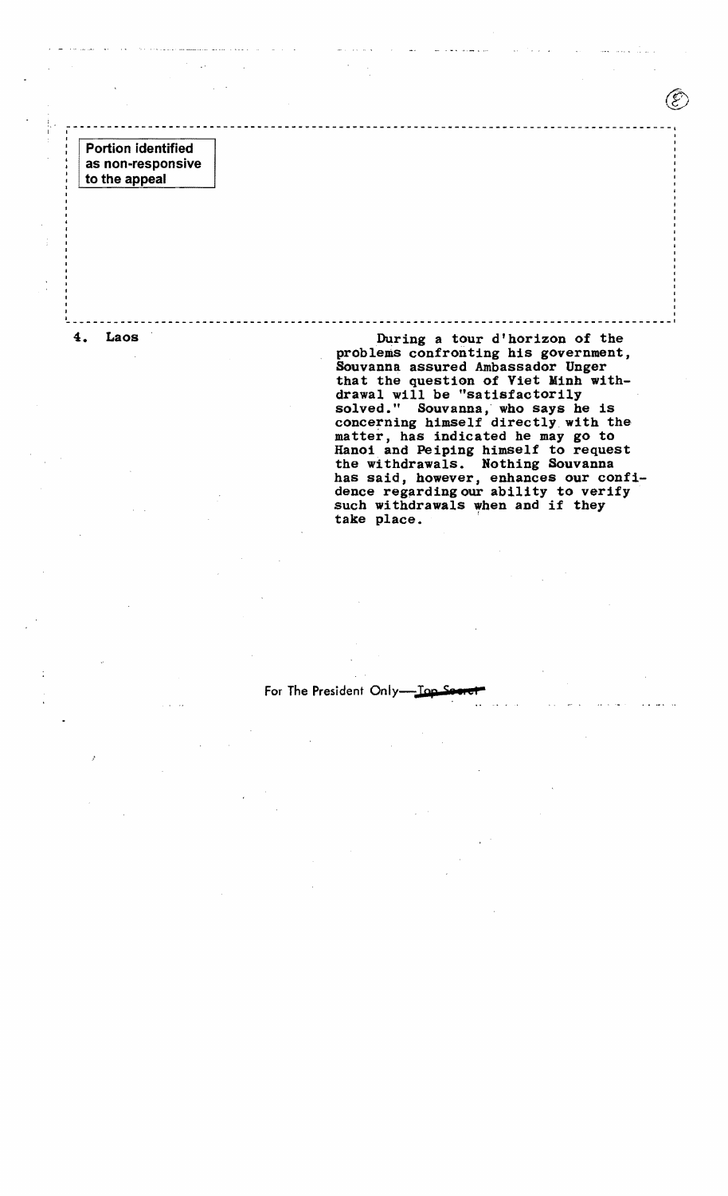Portion identified as non-responsive to the appeal

**4. Laos**

During a tour d'horizon of the problems confronting his government, Souvanna assured Ambassador Unger that the question of Viet Minh withdrawal will be "satisfactorily solved." Souvanna, who says he is concerning himself directly with the matter, has indicated he may go to Hanoi and Peiping himself to request the withdrawals. Nothing Souvanna has said, however, enhances our confidence regarding our ability to verify such withdrawals when and if they take place.

For The President Only—~~Top Secret~~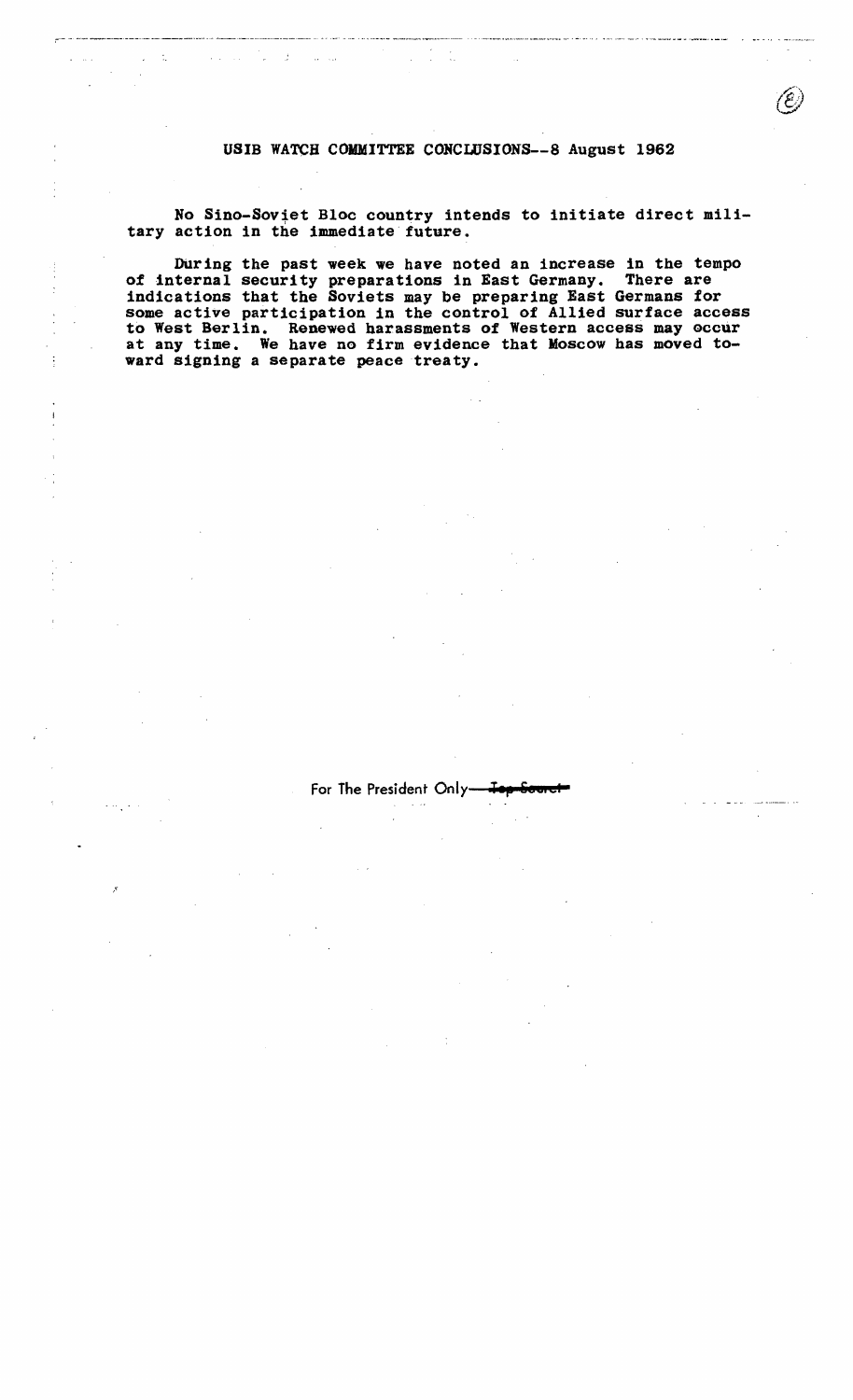## USIB WATCH COMMITTEE CONCLUSIONS--8 August 1962

No Sino-Soviet Bloc country intends to initiate direct military action in the immediate future.

During the past week we have noted an increase in the tempo of internal security preparations in East Germany. There are indications that the Soviets may be preparing East Germans for some active participation in the control of Allied surface access to West Berlin. Renewed harassments of Western access may occur at any time. We have no firm evidence that Moscow has moved toward signing a separate peace treaty.

For The President Only—~~Top Secret~~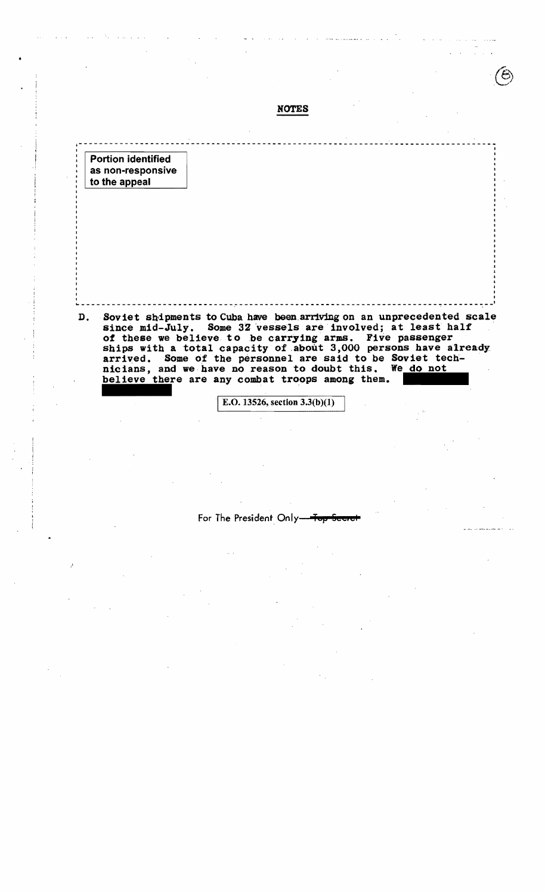## NOTES

Portion identified as non-responsive to the appeal

D. Soviet shipments to Cuba have been arriving on an unprecedented scale since mid-July. Some 32 vessels are involved; at least half of these we believe to be carrying arms. Five passenger ships with a total capacity of about 3,000 persons have already arrived. Some of the personnel are said to be Soviet technicians, and we have no reason to doubt this. We do not believe there are any combat troops among them.

E.O. 13526, section 3.3(b)(1)

For The President Only—~~Top Secret~~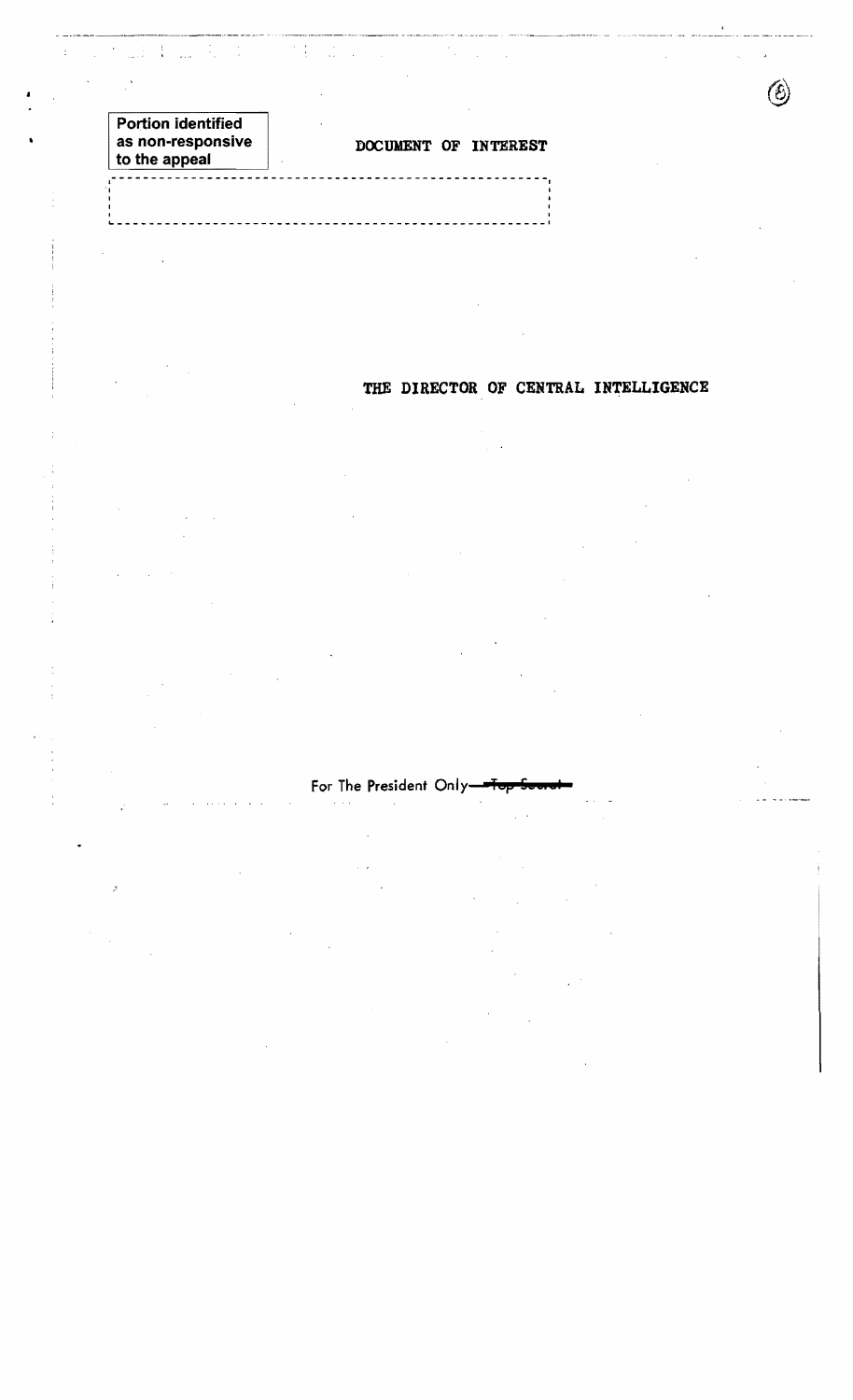Portion identified as non-responsive to the appeal

DOCUMENT OF INTEREST

THE DIRECTOR OF CENTRAL INTELLIGENCE

For The President Only—~~Top Secret~~